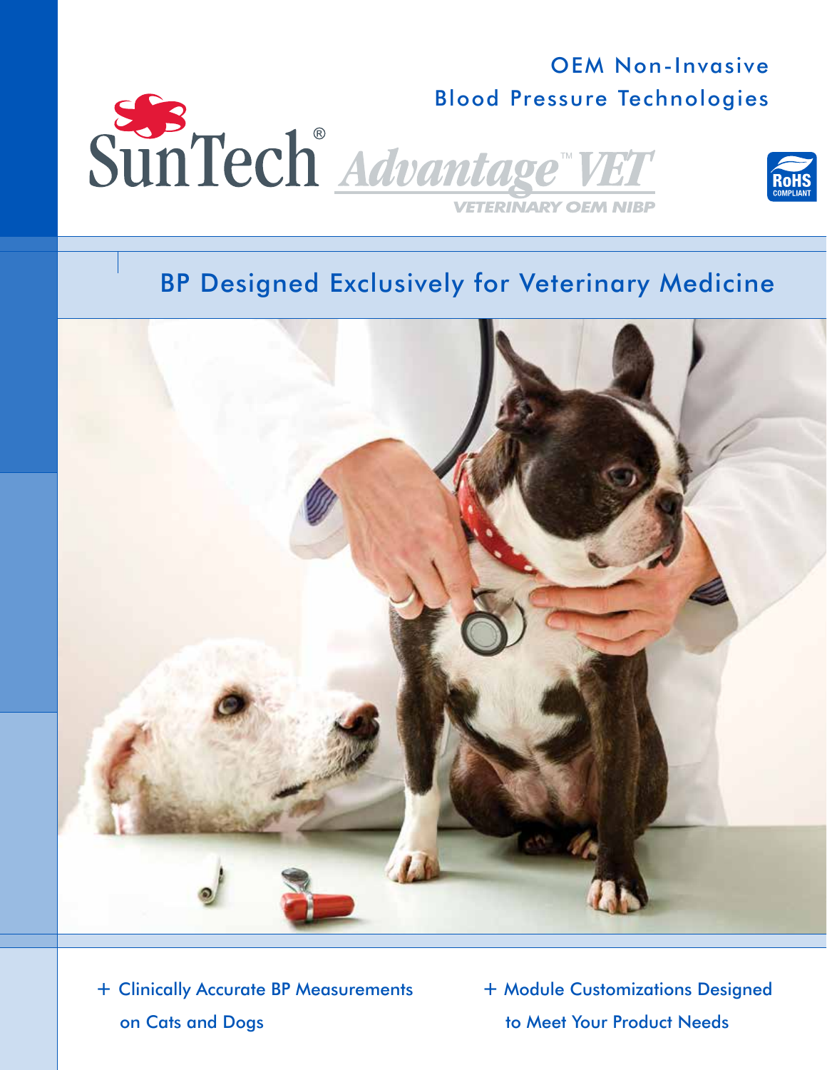OEM Non-Invasive
Blood Pressure Technologies

# SunTech® Advantage™ VET

VETERINARY OEM NIBP

RoHS COMPLIANT

## BP Designed Exclusively for Veterinary Medicine

+ Clinically Accurate BP Measurements on Cats and Dogs
+ Module Customizations Designed to Meet Your Product Needs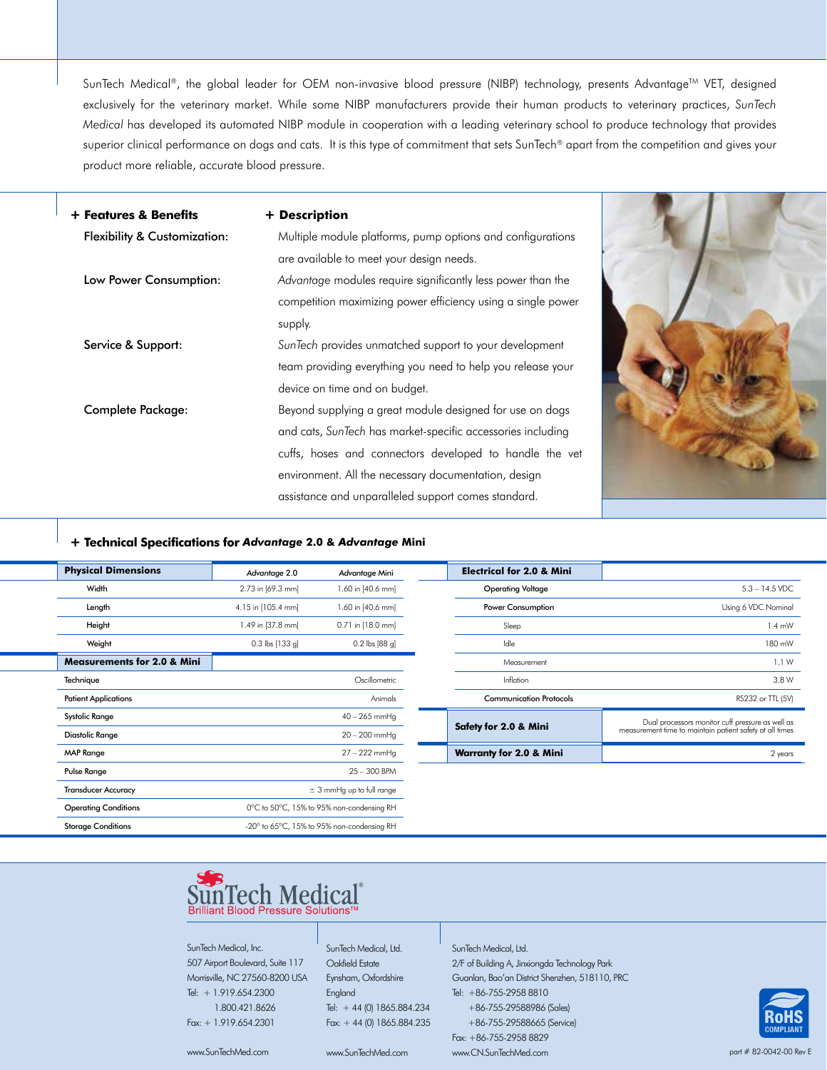SunTech Medical®, the global leader for OEM non-invasive blood pressure (NIBP) technology, presents Advantage™ VET, designed exclusively for the veterinary market. While some NIBP manufacturers provide their human products to veterinary practices, *SunTech Medical* has developed its automated NIBP module in cooperation with a leading veterinary school to produce technology that provides superior clinical performance on dogs and cats. It is this type of commitment that sets SunTech® apart from the competition and gives your product more reliable, accurate blood pressure.

| + Features & Benefits | + Description |
|---|---|
| Flexibility & Customization: | Multiple module platforms, pump options and configurations are available to meet your design needs. |
| Low Power Consumption: | *Advantage* modules require significantly less power than the competition maximizing power efficiency using a single power supply. |
| Service & Support: | *SunTech* provides unmatched support to your development team providing everything you need to help you release your device on time and on budget. |
| Complete Package: | Beyond supplying a great module designed for use on dogs and cats, *SunTech* has market-specific accessories including cuffs, hoses and connectors developed to handle the vet environment. All the necessary documentation, design assistance and unparalleled support comes standard. |

## + Technical Specifications for *Advantage* 2.0 & *Advantage* Mini

| Physical Dimensions | *Advantage* 2.0 | *Advantage* Mini |
|---|---|---|
| Width | 2.73 in [69.3 mm] | 1.60 in [40.6 mm] |
| Length | 4.15 in [105.4 mm] | 1.60 in [40.6 mm] |
| Height | 1.49 in [37.8 mm] | 0.71 in [18.0 mm] |
| Weight | 0.3 lbs [133 g] | 0.2 lbs [88 g] |

| Measurements for 2.0 & Mini | |
|---|---|
| Technique | Oscillometric |
| Patient Applications | Animals |
| Systolic Range | 40 – 265 mmHg |
| Diastolic Range | 20 – 200 mmHg |
| MAP Range | 27 – 222 mmHg |
| Pulse Range | 25 – 300 BPM |
| Transducer Accuracy | ± 3 mmHg up to full range |
| Operating Conditions | 0°C to 50°C, 15% to 95% non-condensing RH |
| Storage Conditions | -20° to 65°C, 15% to 95% non-condensing RH |

| Electrical for 2.0 & Mini | |
|---|---|
| Operating Voltage | 5.3 – 14.5 VDC |
| Power Consumption | Using 6 VDC Nominal |
| Sleep | 1.4 mW |
| Idle | 180 mW |
| Measurement | 1.1 W |
| Inflation | 3.8 W |
| Communication Protocols | RS232 or TTL (5V) |
| Safety for 2.0 & Mini | Dual processors monitor cuff pressure as well as measurement time to maintain patient safety at all times |
| Warranty for 2.0 & Mini | 2 years |

SunTech Medical®
Brilliant Blood Pressure Solutions™

SunTech Medical, Inc.
507 Airport Boulevard, Suite 117
Morrisville, NC 27560-8200 USA
Tel: + 1.919.654.2300
1.800.421.8626
Fax: + 1.919.654.2301
www.SunTechMed.com

SunTech Medical, Ltd.
Oakfield Estate
Eynsham, Oxfordshire
England
Tel: + 44 (0) 1865.884.234
Fax: + 44 (0) 1865.884.235
www.SunTechMed.com

SunTech Medical, Ltd.
2/F of Building A, Jinxiongda Technology Park
Guanlan, Bao'an District Shenzhen, 518110, PRC
Tel: +86-755-2958 8810
+86-755-29588986 (Sales)
+86-755-29588665 (Service)
Fax: +86-755-2958 8829
www.CN.SunTechMed.com

RoHS COMPLIANT

part # 82-0042-00 Rev E